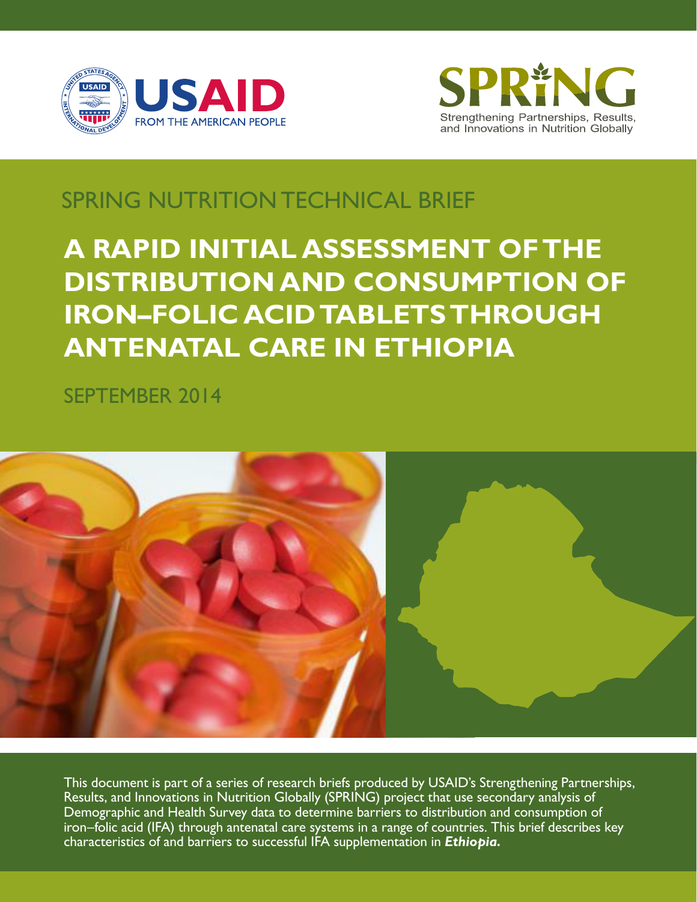USAID FROM THE AMERICAN PEOPLE

SPRING Strengthening Partnerships, Results, and Innovations in Nutrition Globally

SPRING NUTRITION TECHNICAL BRIEF

# A RAPID INITIAL ASSESSMENT OF THE DISTRIBUTION AND CONSUMPTION OF IRON–FOLIC ACID TABLETS THROUGH ANTENATAL CARE IN ETHIOPIA

SEPTEMBER 2014

This document is part of a series of research briefs produced by USAID's Strengthening Partnerships, Results, and Innovations in Nutrition Globally (SPRING) project that use secondary analysis of Demographic and Health Survey data to determine barriers to distribution and consumption of iron–folic acid (IFA) through antenatal care systems in a range of countries. This brief describes key characteristics of and barriers to successful IFA supplementation in ***Ethiopia.***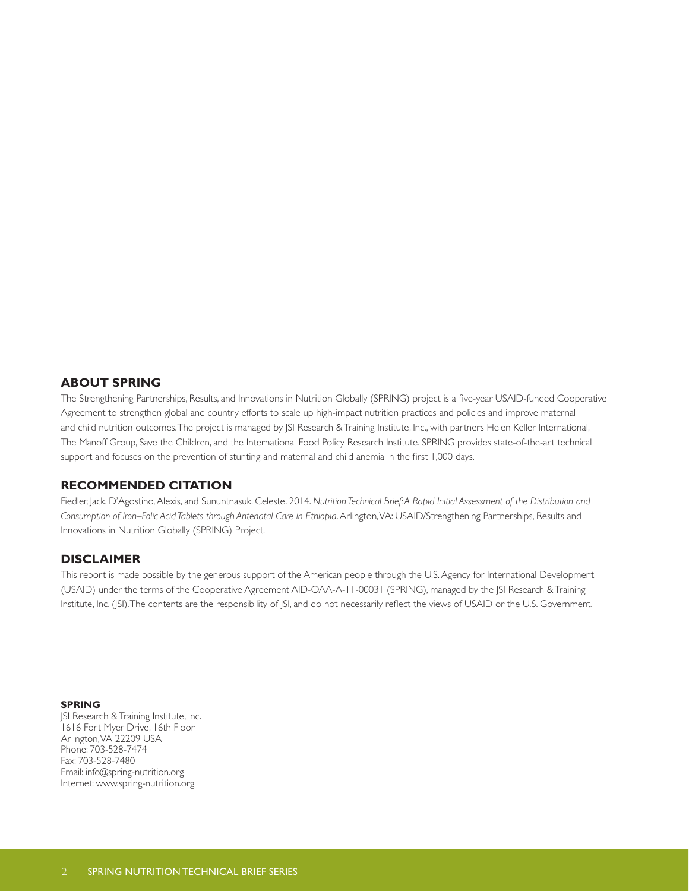## ABOUT SPRING

The Strengthening Partnerships, Results, and Innovations in Nutrition Globally (SPRING) project is a five-year USAID-funded Cooperative Agreement to strengthen global and country efforts to scale up high-impact nutrition practices and policies and improve maternal and child nutrition outcomes. The project is managed by JSI Research & Training Institute, Inc., with partners Helen Keller International, The Manoff Group, Save the Children, and the International Food Policy Research Institute. SPRING provides state-of-the-art technical support and focuses on the prevention of stunting and maternal and child anemia in the first 1,000 days.

## RECOMMENDED CITATION

Fiedler, Jack, D'Agostino, Alexis, and Sununtnasuk, Celeste. 2014. *Nutrition Technical Brief: A Rapid Initial Assessment of the Distribution and Consumption of Iron–Folic Acid Tablets through Antenatal Care in Ethiopia*. Arlington, VA: USAID/Strengthening Partnerships, Results and Innovations in Nutrition Globally (SPRING) Project.

## DISCLAIMER

This report is made possible by the generous support of the American people through the U.S. Agency for International Development (USAID) under the terms of the Cooperative Agreement AID-OAA-A-11-00031 (SPRING), managed by the JSI Research & Training Institute, Inc. (JSI). The contents are the responsibility of JSI, and do not necessarily reflect the views of USAID or the U.S. Government.

**SPRING**
JSI Research & Training Institute, Inc.
1616 Fort Myer Drive, 16th Floor
Arlington, VA 22209 USA
Phone: 703-528-7474
Fax: 703-528-7480
Email: info@spring-nutrition.org
Internet: www.spring-nutrition.org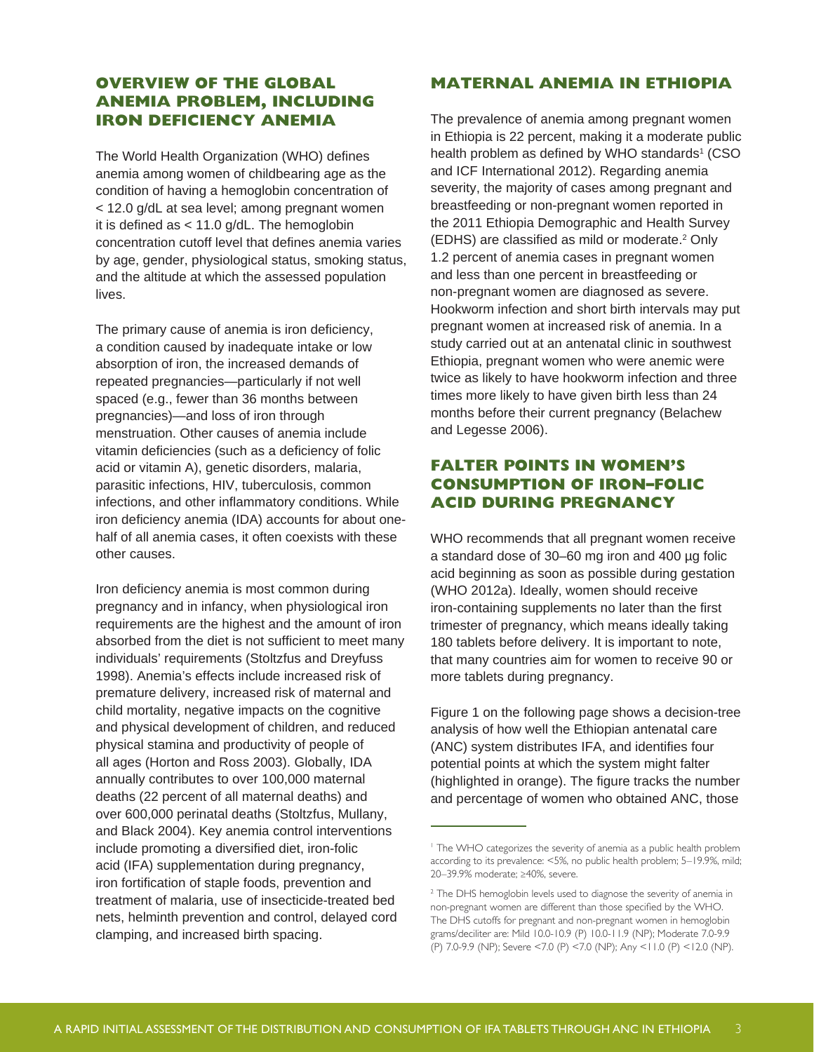## OVERVIEW OF THE GLOBAL ANEMIA PROBLEM, INCLUDING IRON DEFICIENCY ANEMIA

The World Health Organization (WHO) defines anemia among women of childbearing age as the condition of having a hemoglobin concentration of < 12.0 g/dL at sea level; among pregnant women it is defined as < 11.0 g/dL. The hemoglobin concentration cutoff level that defines anemia varies by age, gender, physiological status, smoking status, and the altitude at which the assessed population lives.

The primary cause of anemia is iron deficiency, a condition caused by inadequate intake or low absorption of iron, the increased demands of repeated pregnancies—particularly if not well spaced (e.g., fewer than 36 months between pregnancies)—and loss of iron through menstruation. Other causes of anemia include vitamin deficiencies (such as a deficiency of folic acid or vitamin A), genetic disorders, malaria, parasitic infections, HIV, tuberculosis, common infections, and other inflammatory conditions. While iron deficiency anemia (IDA) accounts for about one-half of all anemia cases, it often coexists with these other causes.

Iron deficiency anemia is most common during pregnancy and in infancy, when physiological iron requirements are the highest and the amount of iron absorbed from the diet is not sufficient to meet many individuals' requirements (Stoltzfus and Dreyfuss 1998). Anemia's effects include increased risk of premature delivery, increased risk of maternal and child mortality, negative impacts on the cognitive and physical development of children, and reduced physical stamina and productivity of people of all ages (Horton and Ross 2003). Globally, IDA annually contributes to over 100,000 maternal deaths (22 percent of all maternal deaths) and over 600,000 perinatal deaths (Stoltzfus, Mullany, and Black 2004). Key anemia control interventions include promoting a diversified diet, iron-folic acid (IFA) supplementation during pregnancy, iron fortification of staple foods, prevention and treatment of malaria, use of insecticide-treated bed nets, helminth prevention and control, delayed cord clamping, and increased birth spacing.

## MATERNAL ANEMIA IN ETHIOPIA

The prevalence of anemia among pregnant women in Ethiopia is 22 percent, making it a moderate public health problem as defined by WHO standards[1] (CSO and ICF International 2012). Regarding anemia severity, the majority of cases among pregnant and breastfeeding or non-pregnant women reported in the 2011 Ethiopia Demographic and Health Survey (EDHS) are classified as mild or moderate.[2] Only 1.2 percent of anemia cases in pregnant women and less than one percent in breastfeeding or non-pregnant women are diagnosed as severe. Hookworm infection and short birth intervals may put pregnant women at increased risk of anemia. In a study carried out at an antenatal clinic in southwest Ethiopia, pregnant women who were anemic were twice as likely to have hookworm infection and three times more likely to have given birth less than 24 months before their current pregnancy (Belachew and Legesse 2006).

## FALTER POINTS IN WOMEN'S CONSUMPTION OF IRON–FOLIC ACID DURING PREGNANCY

WHO recommends that all pregnant women receive a standard dose of 30–60 mg iron and 400 µg folic acid beginning as soon as possible during gestation (WHO 2012a). Ideally, women should receive iron-containing supplements no later than the first trimester of pregnancy, which means ideally taking 180 tablets before delivery. It is important to note, that many countries aim for women to receive 90 or more tablets during pregnancy.

Figure 1 on the following page shows a decision-tree analysis of how well the Ethiopian antenatal care (ANC) system distributes IFA, and identifies four potential points at which the system might falter (highlighted in orange). The figure tracks the number and percentage of women who obtained ANC, those

---

[1] The WHO categorizes the severity of anemia as a public health problem according to its prevalence: <5%, no public health problem; 5–19.9%, mild; 20–39.9% moderate; ≥40%, severe.

[2] The DHS hemoglobin levels used to diagnose the severity of anemia in non-pregnant women are different than those specified by the WHO. The DHS cutoffs for pregnant and non-pregnant women in hemoglobin grams/deciliter are: Mild 10.0-10.9 (P) 10.0-11.9 (NP); Moderate 7.0-9.9 (P) 7.0-9.9 (NP); Severe <7.0 (P) <7.0 (NP); Any <11.0 (P) <12.0 (NP).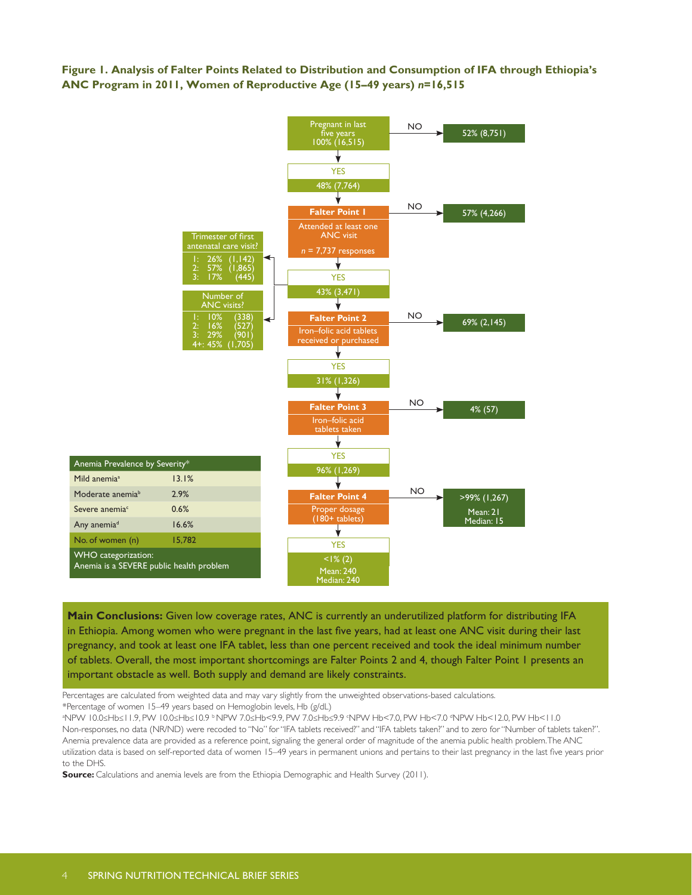**Figure 1. Analysis of Falter Points Related to Distribution and Consumption of IFA through Ethiopia's ANC Program in 2011, Women of Reproductive Age (15–49 years) *n*=16,515**

Pregnant in last five years
100% (16,515)

- NO → 52% (8,751)
- YES → 48% (7,764)

**Falter Point 1**
Attended at least one ANC visit
*n* = 7,737 responses

- NO → 57% (4,266)
- YES → 43% (3,471)

Trimester of first antenatal care visit?

- 1: 26% (1,142)
- 2: 57% (1,865)
- 3: 17% (445)

Number of ANC visits?

- 1: 10% (338)
- 2: 16% (527)
- 3: 29% (901)
- 4+: 45% (1,705)

**Falter Point 2**
Iron–folic acid tablets received or purchased

- NO → 69% (2,145)
- YES → 31% (1,326)

**Falter Point 3**
Iron–folic acid tablets taken

- NO → 4% (57)
- YES → 96% (1,269)

**Falter Point 4**
Proper dosage (180+ tablets)

- NO → >99% (1,267); Mean: 21; Median: 15
- YES → <1% (2); Mean: 240; Median: 240

| Anemia Prevalence by Severity* | |
|---|---|
| Mild anemia[a] | 13.1% |
| Moderate anemia[b] | 2.9% |
| Severe anemia[c] | 0.6% |
| Any anemia[d] | 16.6% |
| No. of women (n) | 15,782 |
| WHO categorization: Anemia is a SEVERE public health problem | |

**Main Conclusions:** Given low coverage rates, ANC is currently an underutilized platform for distributing IFA in Ethiopia. Among women who were pregnant in the last five years, had at least one ANC visit during their last pregnancy, and took at least one IFA tablet, less than one percent received and took the ideal minimum number of tablets. Overall, the most important shortcomings are Falter Points 2 and 4, though Falter Point 1 presents an important obstacle as well. Both supply and demand are likely constraints.

Percentages are calculated from weighted data and may vary slightly from the unweighted observations-based calculations.

*Percentage of women 15–49 years based on Hemoglobin levels, Hb (g/dL)

[a]NPW 10.0≤Hb≤11.9, PW 10.0≤Hb≤10.9 [b]NPW 7.0≤Hb<9.9, PW 7.0≤Hb≤9.9 [c]NPW Hb<7.0, PW Hb<7.0 [d]NPW Hb<12.0, PW Hb<11.0

Non-responses, no data (NR/ND) were recoded to "No" for "IFA tablets received?" and "IFA tablets taken?" and to zero for "Number of tablets taken?". Anemia prevalence data are provided as a reference point, signaling the general order of magnitude of the anemia public health problem. The ANC utilization data is based on self-reported data of women 15–49 years in permanent unions and pertains to their last pregnancy in the last five years prior to the DHS.

**Source:** Calculations and anemia levels are from the Ethiopia Demographic and Health Survey (2011).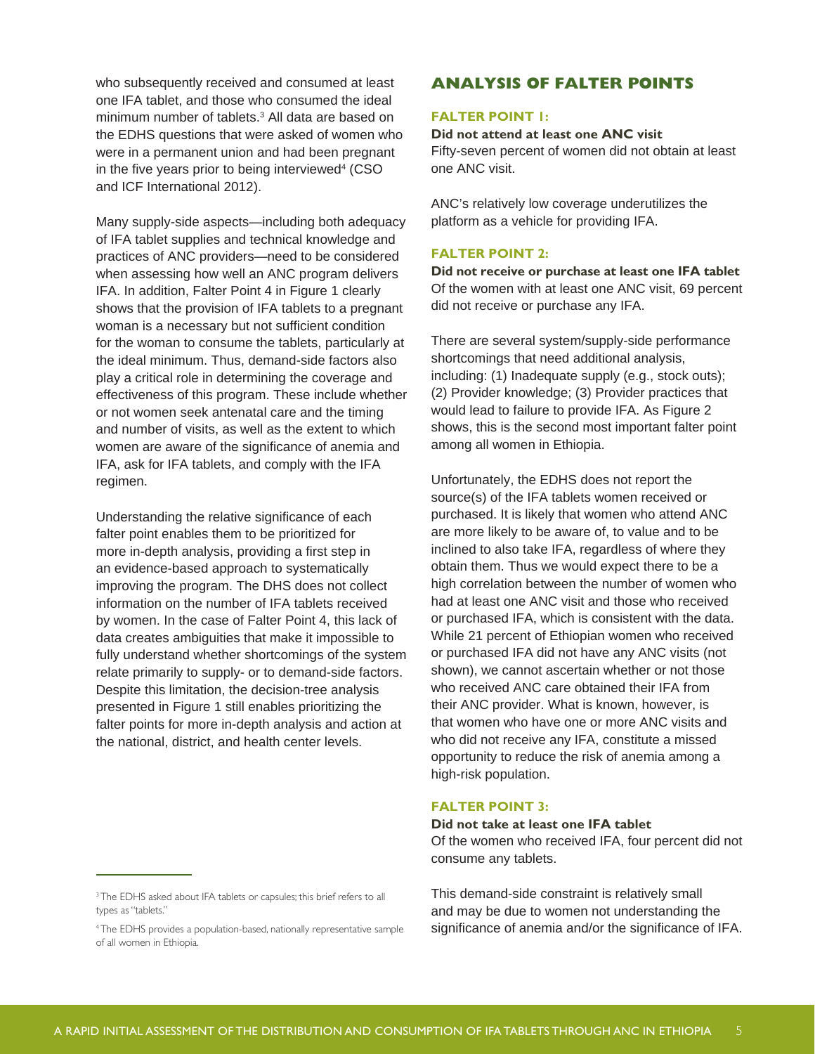who subsequently received and consumed at least one IFA tablet, and those who consumed the ideal minimum number of tablets.[3] All data are based on the EDHS questions that were asked of women who were in a permanent union and had been pregnant in the five years prior to being interviewed[4] (CSO and ICF International 2012).

Many supply-side aspects—including both adequacy of IFA tablet supplies and technical knowledge and practices of ANC providers—need to be considered when assessing how well an ANC program delivers IFA. In addition, Falter Point 4 in Figure 1 clearly shows that the provision of IFA tablets to a pregnant woman is a necessary but not sufficient condition for the woman to consume the tablets, particularly at the ideal minimum. Thus, demand-side factors also play a critical role in determining the coverage and effectiveness of this program. These include whether or not women seek antenatal care and the timing and number of visits, as well as the extent to which women are aware of the significance of anemia and IFA, ask for IFA tablets, and comply with the IFA regimen.

Understanding the relative significance of each falter point enables them to be prioritized for more in-depth analysis, providing a first step in an evidence-based approach to systematically improving the program. The DHS does not collect information on the number of IFA tablets received by women. In the case of Falter Point 4, this lack of data creates ambiguities that make it impossible to fully understand whether shortcomings of the system relate primarily to supply- or to demand-side factors. Despite this limitation, the decision-tree analysis presented in Figure 1 still enables prioritizing the falter points for more in-depth analysis and action at the national, district, and health center levels.

[3] The EDHS asked about IFA tablets or capsules; this brief refers to all types as "tablets."

[4] The EDHS provides a population-based, nationally representative sample of all women in Ethiopia.

## ANALYSIS OF FALTER POINTS

### FALTER POINT 1:

**Did not attend at least one ANC visit**

Fifty-seven percent of women did not obtain at least one ANC visit.

ANC's relatively low coverage underutilizes the platform as a vehicle for providing IFA.

### FALTER POINT 2:

**Did not receive or purchase at least one IFA tablet**

Of the women with at least one ANC visit, 69 percent did not receive or purchase any IFA.

There are several system/supply-side performance shortcomings that need additional analysis, including: (1) Inadequate supply (e.g., stock outs); (2) Provider knowledge; (3) Provider practices that would lead to failure to provide IFA. As Figure 2 shows, this is the second most important falter point among all women in Ethiopia.

Unfortunately, the EDHS does not report the source(s) of the IFA tablets women received or purchased. It is likely that women who attend ANC are more likely to be aware of, to value and to be inclined to also take IFA, regardless of where they obtain them. Thus we would expect there to be a high correlation between the number of women who had at least one ANC visit and those who received or purchased IFA, which is consistent with the data. While 21 percent of Ethiopian women who received or purchased IFA did not have any ANC visits (not shown), we cannot ascertain whether or not those who received ANC care obtained their IFA from their ANC provider. What is known, however, is that women who have one or more ANC visits and who did not receive any IFA, constitute a missed opportunity to reduce the risk of anemia among a high-risk population.

### FALTER POINT 3:

**Did not take at least one IFA tablet**

Of the women who received IFA, four percent did not consume any tablets.

This demand-side constraint is relatively small and may be due to women not understanding the significance of anemia and/or the significance of IFA.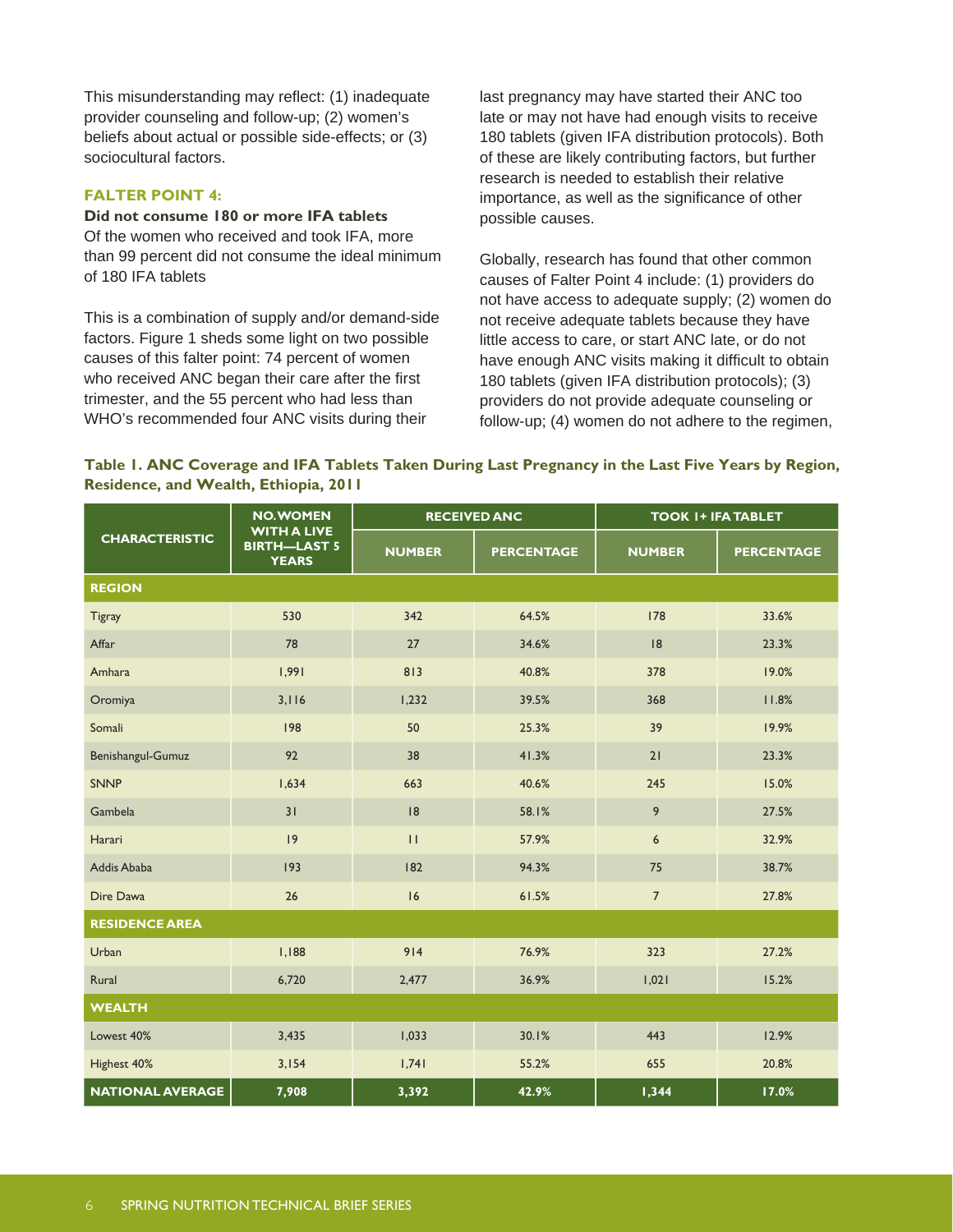This misunderstanding may reflect: (1) inadequate provider counseling and follow-up; (2) women's beliefs about actual or possible side-effects; or (3) sociocultural factors.

### FALTER POINT 4:

**Did not consume 180 or more IFA tablets**

Of the women who received and took IFA, more than 99 percent did not consume the ideal minimum of 180 IFA tablets

This is a combination of supply and/or demand-side factors. Figure 1 sheds some light on two possible causes of this falter point: 74 percent of women who received ANC began their care after the first trimester, and the 55 percent who had less than WHO's recommended four ANC visits during their last pregnancy may have started their ANC too late or may not have had enough visits to receive 180 tablets (given IFA distribution protocols). Both of these are likely contributing factors, but further research is needed to establish their relative importance, as well as the significance of other possible causes.

Globally, research has found that other common causes of Falter Point 4 include: (1) providers do not have access to adequate supply; (2) women do not receive adequate tablets because they have little access to care, or start ANC late, or do not have enough ANC visits making it difficult to obtain 180 tablets (given IFA distribution protocols); (3) providers do not provide adequate counseling or follow-up; (4) women do not adhere to the regimen,

**Table 1. ANC Coverage and IFA Tablets Taken During Last Pregnancy in the Last Five Years by Region, Residence, and Wealth, Ethiopia, 2011**

| CHARACTERISTIC | NO. WOMEN WITH A LIVE BIRTH—LAST 5 YEARS | RECEIVED ANC | | TOOK 1+ IFA TABLET | |
|---|---|---|---|---|---|
| | | NUMBER | PERCENTAGE | NUMBER | PERCENTAGE |
| **REGION** | | | | | |
| Tigray | 530 | 342 | 64.5% | 178 | 33.6% |
| Affar | 78 | 27 | 34.6% | 18 | 23.3% |
| Amhara | 1,991 | 813 | 40.8% | 378 | 19.0% |
| Oromiya | 3,116 | 1,232 | 39.5% | 368 | 11.8% |
| Somali | 198 | 50 | 25.3% | 39 | 19.9% |
| Benishangul-Gumuz | 92 | 38 | 41.3% | 21 | 23.3% |
| SNNP | 1,634 | 663 | 40.6% | 245 | 15.0% |
| Gambela | 31 | 18 | 58.1% | 9 | 27.5% |
| Harari | 19 | 11 | 57.9% | 6 | 32.9% |
| Addis Ababa | 193 | 182 | 94.3% | 75 | 38.7% |
| Dire Dawa | 26 | 16 | 61.5% | 7 | 27.8% |
| **RESIDENCE AREA** | | | | | |
| Urban | 1,188 | 914 | 76.9% | 323 | 27.2% |
| Rural | 6,720 | 2,477 | 36.9% | 1,021 | 15.2% |
| **WEALTH** | | | | | |
| Lowest 40% | 3,435 | 1,033 | 30.1% | 443 | 12.9% |
| Highest 40% | 3,154 | 1,741 | 55.2% | 655 | 20.8% |
| **NATIONAL AVERAGE** | **7,908** | **3,392** | **42.9%** | **1,344** | **17.0%** |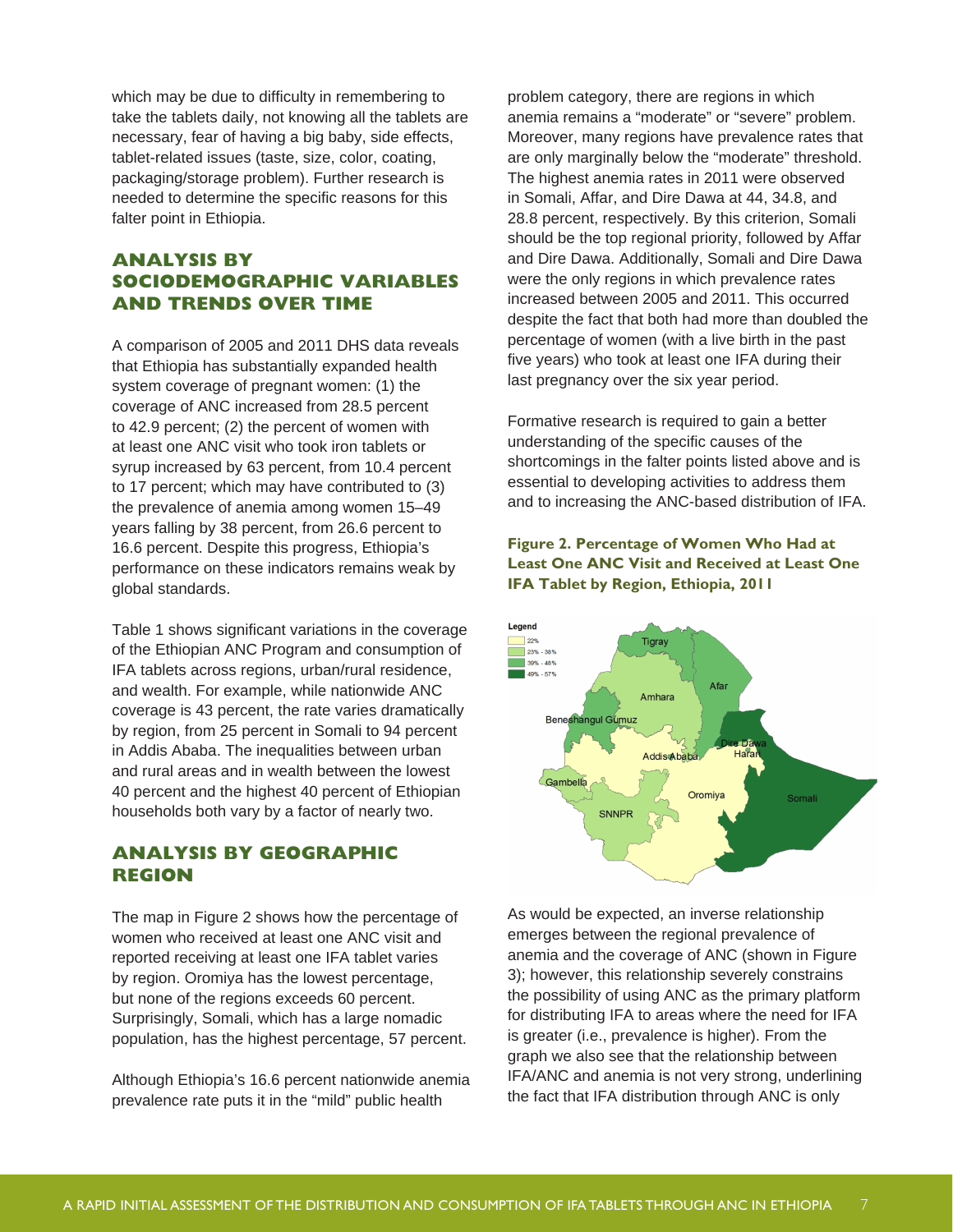which may be due to difficulty in remembering to take the tablets daily, not knowing all the tablets are necessary, fear of having a big baby, side effects, tablet-related issues (taste, size, color, coating, packaging/storage problem). Further research is needed to determine the specific reasons for this falter point in Ethiopia.

## ANALYSIS BY SOCIODEMOGRAPHIC VARIABLES AND TRENDS OVER TIME

A comparison of 2005 and 2011 DHS data reveals that Ethiopia has substantially expanded health system coverage of pregnant women: (1) the coverage of ANC increased from 28.5 percent to 42.9 percent; (2) the percent of women with at least one ANC visit who took iron tablets or syrup increased by 63 percent, from 10.4 percent to 17 percent; which may have contributed to (3) the prevalence of anemia among women 15–49 years falling by 38 percent, from 26.6 percent to 16.6 percent. Despite this progress, Ethiopia's performance on these indicators remains weak by global standards.

Table 1 shows significant variations in the coverage of the Ethiopian ANC Program and consumption of IFA tablets across regions, urban/rural residence, and wealth. For example, while nationwide ANC coverage is 43 percent, the rate varies dramatically by region, from 25 percent in Somali to 94 percent in Addis Ababa. The inequalities between urban and rural areas and in wealth between the lowest 40 percent and the highest 40 percent of Ethiopian households both vary by a factor of nearly two.

## ANALYSIS BY GEOGRAPHIC REGION

The map in Figure 2 shows how the percentage of women who received at least one ANC visit and reported receiving at least one IFA tablet varies by region. Oromiya has the lowest percentage, but none of the regions exceeds 60 percent. Surprisingly, Somali, which has a large nomadic population, has the highest percentage, 57 percent.

Although Ethiopia's 16.6 percent nationwide anemia prevalence rate puts it in the "mild" public health problem category, there are regions in which anemia remains a "moderate" or "severe" problem. Moreover, many regions have prevalence rates that are only marginally below the "moderate" threshold. The highest anemia rates in 2011 were observed in Somali, Affar, and Dire Dawa at 44, 34.8, and 28.8 percent, respectively. By this criterion, Somali should be the top regional priority, followed by Affar and Dire Dawa. Additionally, Somali and Dire Dawa were the only regions in which prevalence rates increased between 2005 and 2011. This occurred despite the fact that both had more than doubled the percentage of women (with a live birth in the past five years) who took at least one IFA during their last pregnancy over the six year period.

Formative research is required to gain a better understanding of the specific causes of the shortcomings in the falter points listed above and is essential to developing activities to address them and to increasing the ANC-based distribution of IFA.

**Figure 2. Percentage of Women Who Had at Least One ANC Visit and Received at Least One IFA Tablet by Region, Ethiopia, 2011**

Legend: 22%; 23% - 38%; 39% - 48%; 49% - 57%

As would be expected, an inverse relationship emerges between the regional prevalence of anemia and the coverage of ANC (shown in Figure 3); however, this relationship severely constrains the possibility of using ANC as the primary platform for distributing IFA to areas where the need for IFA is greater (i.e., prevalence is higher). From the graph we also see that the relationship between IFA/ANC and anemia is not very strong, underlining the fact that IFA distribution through ANC is only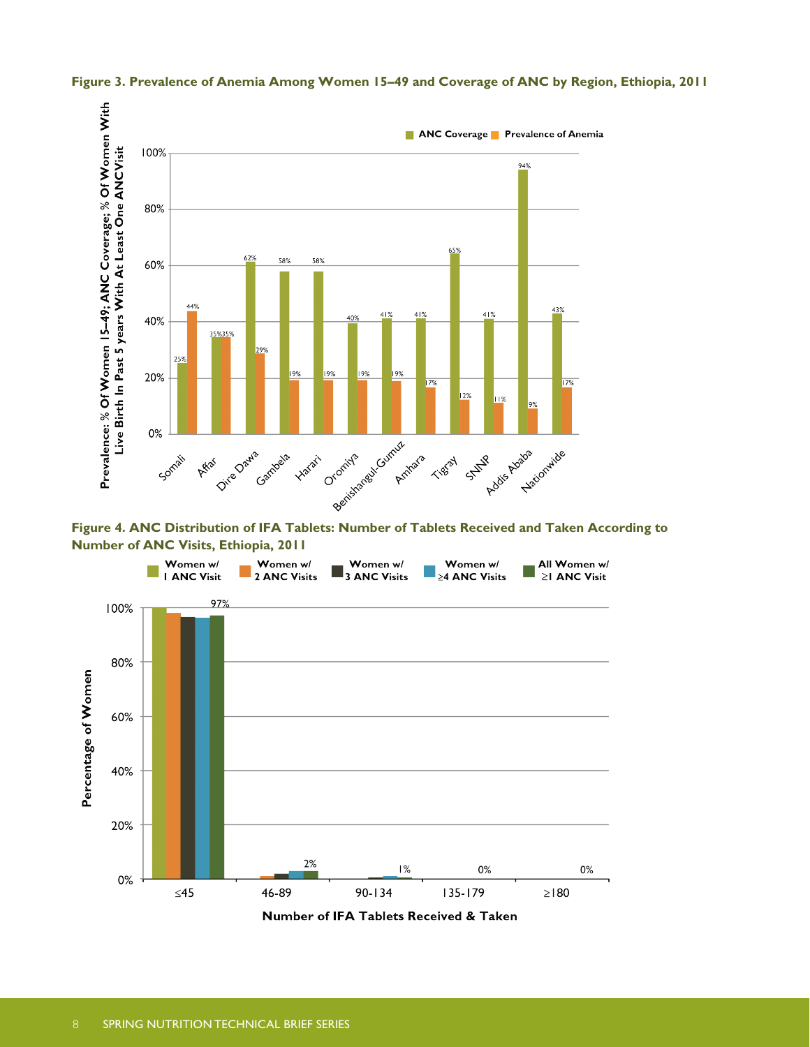**Figure 3. Prevalence of Anemia Among Women 15–49 and Coverage of ANC by Region, Ethiopia, 2011**

| Region | ANC Coverage | Prevalence of Anemia |
|---|---|---|
| Somali | 25% | 44% |
| Affar | 35% | 35% |
| Dire Dawa | 62% | 29% |
| Gambela | 58% | 19% |
| Harari | 58% | 19% |
| Oromiya | 40% | 19% |
| Benishangul-Gumuz | 41% | 19% |
| Amhara | 41% | 17% |
| Tigray | 65% | 12% |
| SNNP | 41% | 11% |
| Addis Ababa | 94% | 9% |
| Nationwide | 43% | 17% |

Prevalence: % Of Women 15–49; ANC Coverage; % Of Women With Live Birth In Past 5 years With At Least One ANC Visit

**Figure 4. ANC Distribution of IFA Tablets: Number of Tablets Received and Taken According to Number of ANC Visits, Ethiopia, 2011**

| Number of IFA Tablets Received & Taken | All Women w/ ≥1 ANC Visit |
|---|---|
| ≤45 | 97% |
| 46-89 | 2% |
| 90-134 | 1% |
| 135-179 | 0% |
| ≥180 | 0% |

Legend: Women w/ 1 ANC Visit; Women w/ 2 ANC Visits; Women w/ 3 ANC Visits; Women w/ ≥4 ANC Visits; All Women w/ ≥1 ANC Visit

Y-axis: Percentage of Women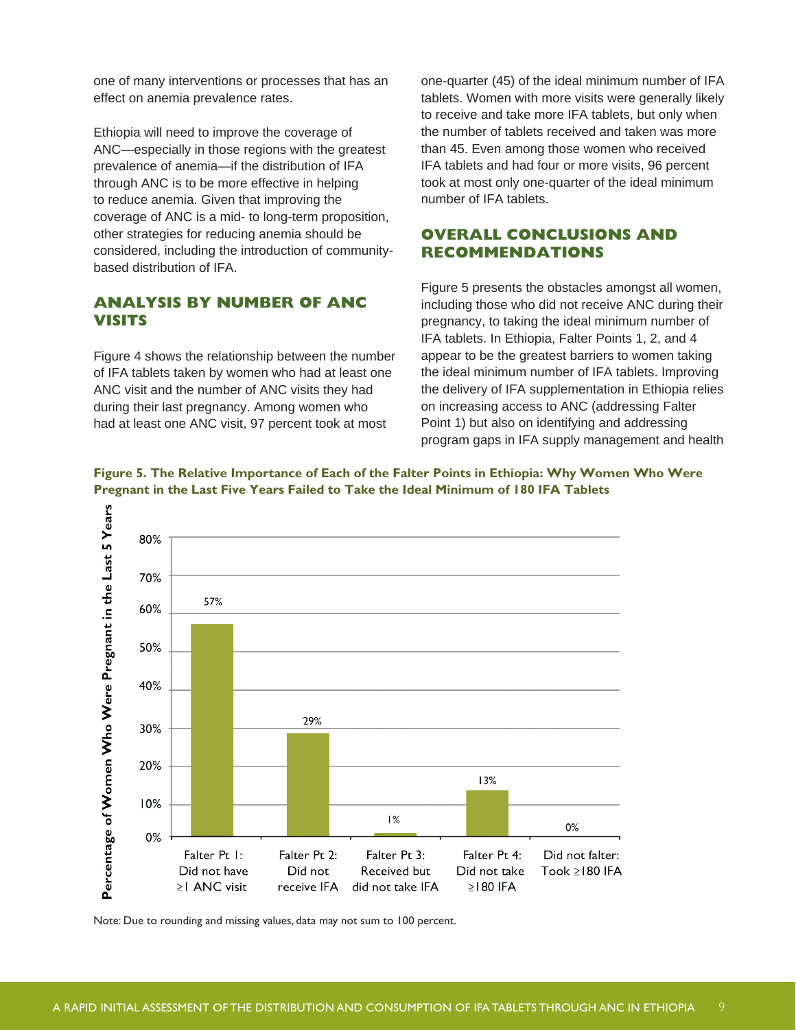one of many interventions or processes that has an effect on anemia prevalence rates.

Ethiopia will need to improve the coverage of ANC—especially in those regions with the greatest prevalence of anemia—if the distribution of IFA through ANC is to be more effective in helping to reduce anemia. Given that improving the coverage of ANC is a mid- to long-term proposition, other strategies for reducing anemia should be considered, including the introduction of community-based distribution of IFA.

## ANALYSIS BY NUMBER OF ANC VISITS

Figure 4 shows the relationship between the number of IFA tablets taken by women who had at least one ANC visit and the number of ANC visits they had during their last pregnancy. Among women who had at least one ANC visit, 97 percent took at most one-quarter (45) of the ideal minimum number of IFA tablets. Women with more visits were generally likely to receive and take more IFA tablets, but only when the number of tablets received and taken was more than 45. Even among those women who received IFA tablets and had four or more visits, 96 percent took at most only one-quarter of the ideal minimum number of IFA tablets.

## OVERALL CONCLUSIONS AND RECOMMENDATIONS

Figure 5 presents the obstacles amongst all women, including those who did not receive ANC during their pregnancy, to taking the ideal minimum number of IFA tablets. In Ethiopia, Falter Points 1, 2, and 4 appear to be the greatest barriers to women taking the ideal minimum number of IFA tablets. Improving the delivery of IFA supplementation in Ethiopia relies on increasing access to ANC (addressing Falter Point 1) but also on identifying and addressing program gaps in IFA supply management and health

**Figure 5. The Relative Importance of Each of the Falter Points in Ethiopia: Why Women Who Were Pregnant in the Last Five Years Failed to Take the Ideal Minimum of 180 IFA Tablets**

| Falter Point | Percentage of Women Who Were Pregnant in the Last 5 Years |
|---|---|
| Falter Pt 1: Did not have ≥1 ANC visit | 57% |
| Falter Pt 2: Did not receive IFA | 29% |
| Falter Pt 3: Received but did not take IFA | 1% |
| Falter Pt 4: Did not take ≥180 IFA | 13% |
| Did not falter: Took ≥180 IFA | 0% |

Note: Due to rounding and missing values, data may not sum to 100 percent.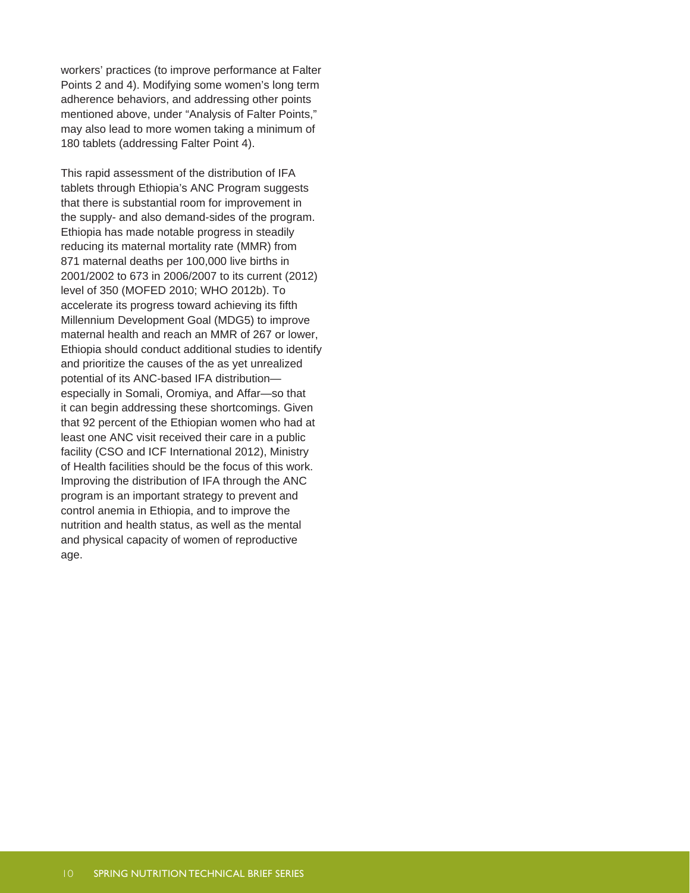workers' practices (to improve performance at Falter Points 2 and 4). Modifying some women's long term adherence behaviors, and addressing other points mentioned above, under "Analysis of Falter Points," may also lead to more women taking a minimum of 180 tablets (addressing Falter Point 4).

This rapid assessment of the distribution of IFA tablets through Ethiopia's ANC Program suggests that there is substantial room for improvement in the supply- and also demand-sides of the program. Ethiopia has made notable progress in steadily reducing its maternal mortality rate (MMR) from 871 maternal deaths per 100,000 live births in 2001/2002 to 673 in 2006/2007 to its current (2012) level of 350 (MOFED 2010; WHO 2012b). To accelerate its progress toward achieving its fifth Millennium Development Goal (MDG5) to improve maternal health and reach an MMR of 267 or lower, Ethiopia should conduct additional studies to identify and prioritize the causes of the as yet unrealized potential of its ANC-based IFA distribution—especially in Somali, Oromiya, and Affar—so that it can begin addressing these shortcomings. Given that 92 percent of the Ethiopian women who had at least one ANC visit received their care in a public facility (CSO and ICF International 2012), Ministry of Health facilities should be the focus of this work. Improving the distribution of IFA through the ANC program is an important strategy to prevent and control anemia in Ethiopia, and to improve the nutrition and health status, as well as the mental and physical capacity of women of reproductive age.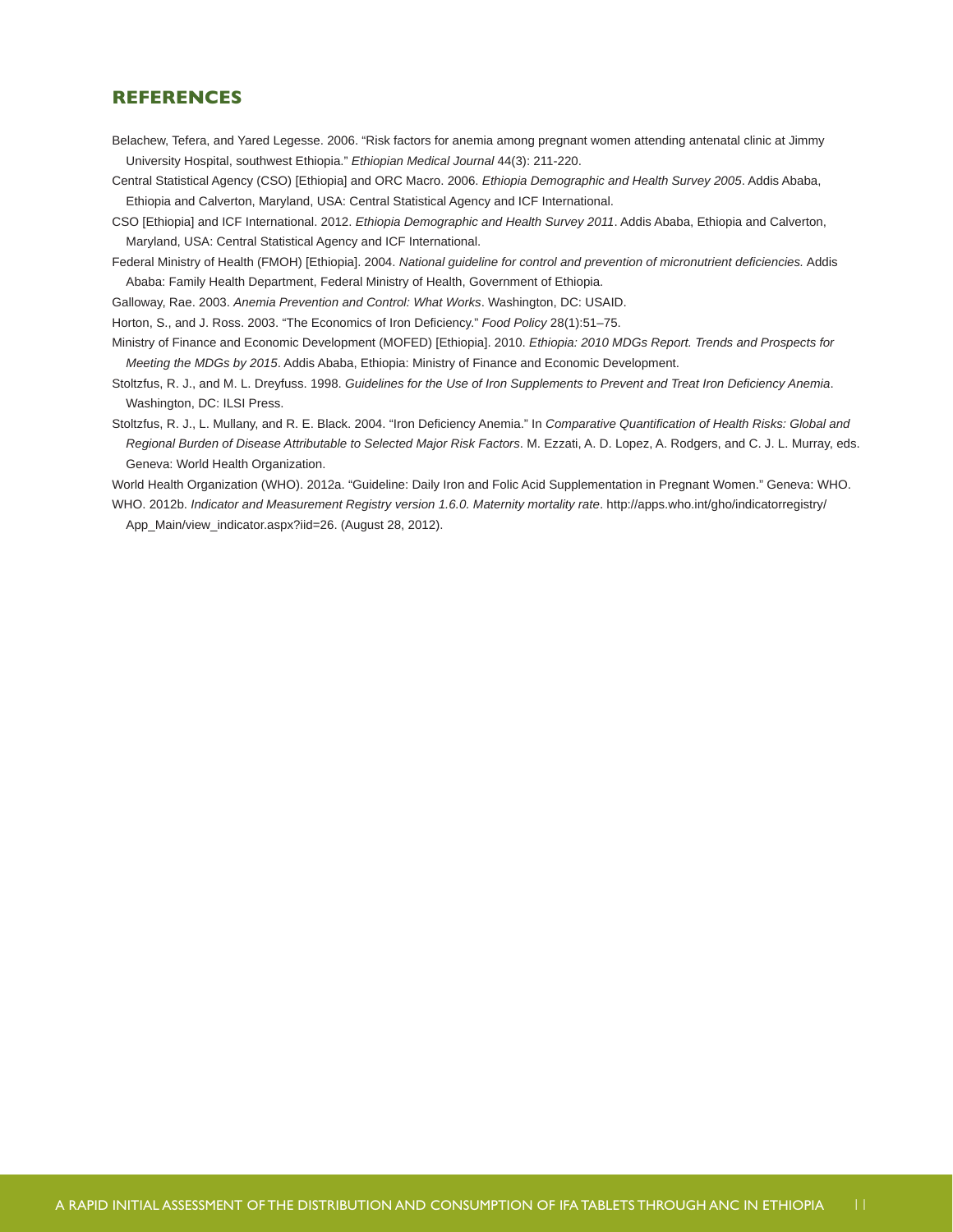## REFERENCES

Belachew, Tefera, and Yared Legesse. 2006. “Risk factors for anemia among pregnant women attending antenatal clinic at Jimmy University Hospital, southwest Ethiopia.” *Ethiopian Medical Journal* 44(3): 211-220.

Central Statistical Agency (CSO) [Ethiopia] and ORC Macro. 2006. *Ethiopia Demographic and Health Survey 2005*. Addis Ababa, Ethiopia and Calverton, Maryland, USA: Central Statistical Agency and ICF International.

CSO [Ethiopia] and ICF International. 2012. *Ethiopia Demographic and Health Survey 2011*. Addis Ababa, Ethiopia and Calverton, Maryland, USA: Central Statistical Agency and ICF International.

Federal Ministry of Health (FMOH) [Ethiopia]. 2004. *National guideline for control and prevention of micronutrient deficiencies.* Addis Ababa: Family Health Department, Federal Ministry of Health, Government of Ethiopia.

Galloway, Rae. 2003. *Anemia Prevention and Control: What Works*. Washington, DC: USAID.

Horton, S., and J. Ross. 2003. “The Economics of Iron Deficiency.” *Food Policy* 28(1):51–75.

Ministry of Finance and Economic Development (MOFED) [Ethiopia]. 2010. *Ethiopia: 2010 MDGs Report. Trends and Prospects for Meeting the MDGs by 2015*. Addis Ababa, Ethiopia: Ministry of Finance and Economic Development.

Stoltzfus, R. J., and M. L. Dreyfuss. 1998. *Guidelines for the Use of Iron Supplements to Prevent and Treat Iron Deficiency Anemia*. Washington, DC: ILSI Press.

Stoltzfus, R. J., L. Mullany, and R. E. Black. 2004. “Iron Deficiency Anemia.” In *Comparative Quantification of Health Risks: Global and Regional Burden of Disease Attributable to Selected Major Risk Factors*. M. Ezzati, A. D. Lopez, A. Rodgers, and C. J. L. Murray, eds. Geneva: World Health Organization.

World Health Organization (WHO). 2012a. “Guideline: Daily Iron and Folic Acid Supplementation in Pregnant Women.” Geneva: WHO.

WHO. 2012b. *Indicator and Measurement Registry version 1.6.0. Maternity mortality rate*. http://apps.who.int/gho/indicatorregistry/App_Main/view_indicator.aspx?iid=26. (August 28, 2012).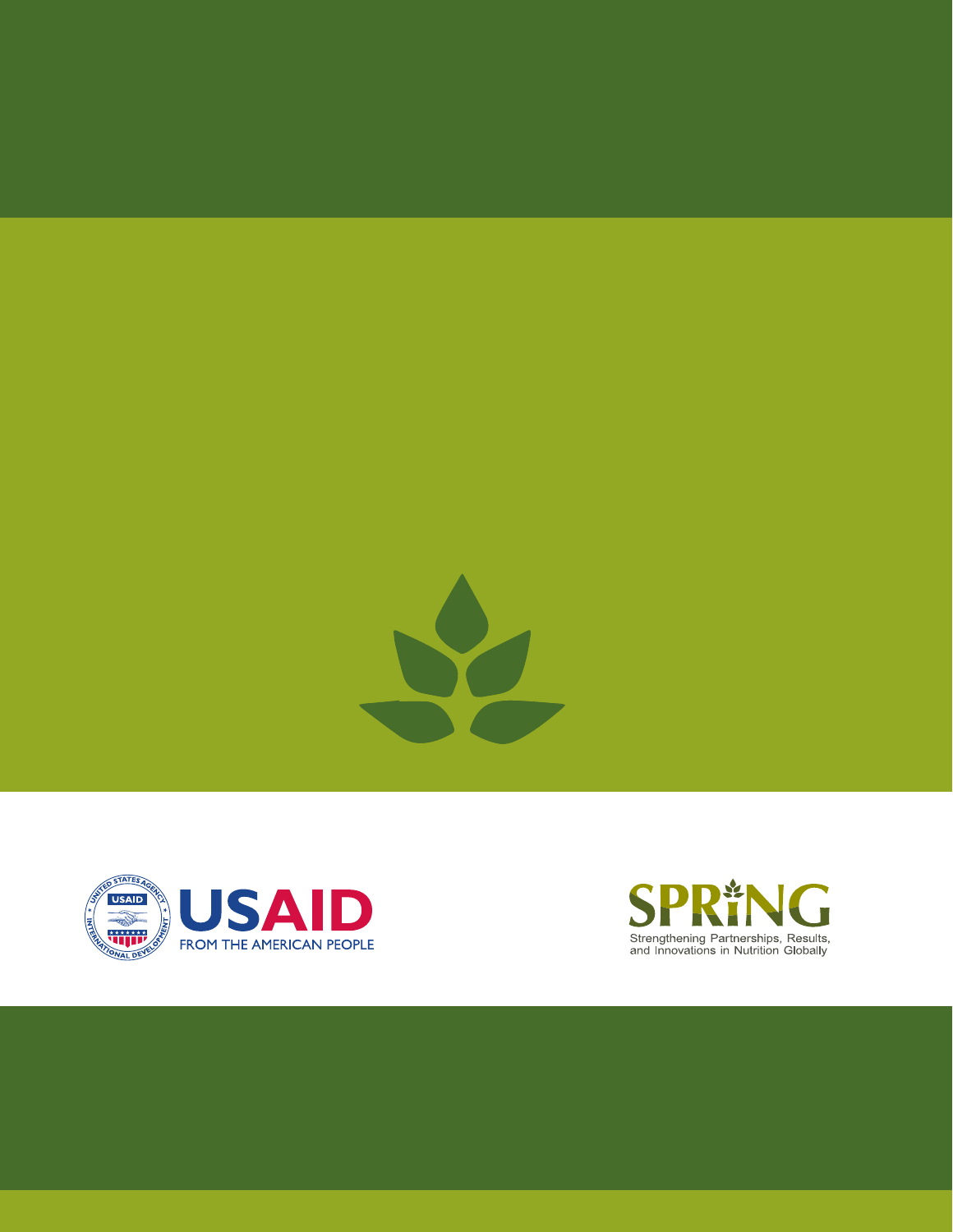USAID

FROM THE AMERICAN PEOPLE

SPRiNG

Strengthening Partnerships, Results, and Innovations in Nutrition Globally